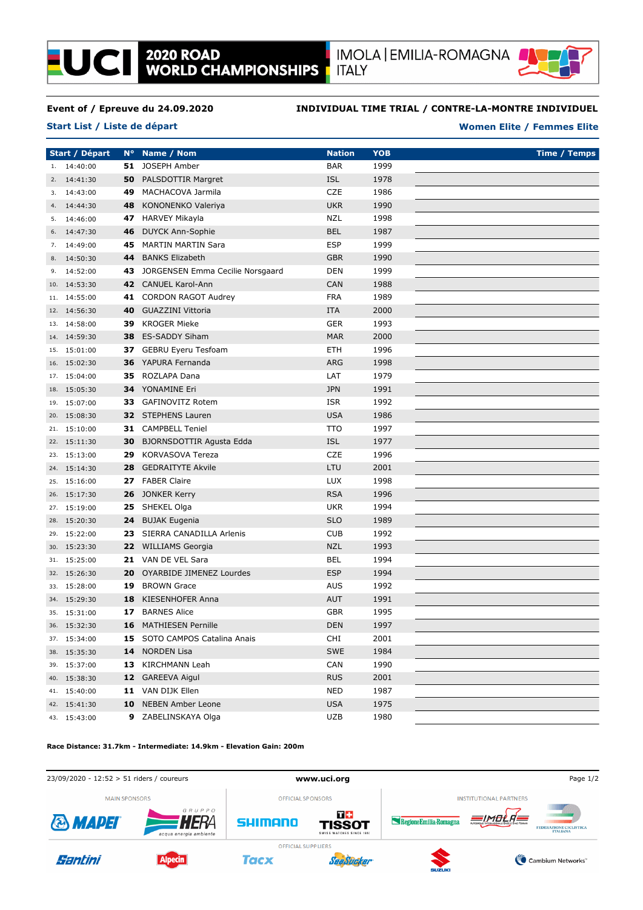# 2020 ROAD WORLD CHAMPIONSHIPS

IMOLA | EMILIA-ROMAGNA ITALY

**Event of / Epreuve du 24.09.2020** **INDIVIDUAL TIME TRIAL / CONTRE-LA-MONTRE INDIVIDUEL**

**Start List / Liste de départ** **Women Elite / Femmes Elite**

| | Start / Départ | N° | Name / Nom | Nation | YOB | Time / Temps |
|---|---|---|---|---|---|---|
| 1. | 14:40:00 | **51** | JOSEPH Amber | BAR | 1999 | |
| 2. | 14:41:30 | **50** | PALSDOTTIR Margret | ISL | 1978 | |
| 3. | 14:43:00 | **49** | MACHACOVA Jarmila | CZE | 1986 | |
| 4. | 14:44:30 | **48** | KONONENKO Valeriya | UKR | 1990 | |
| 5. | 14:46:00 | **47** | HARVEY Mikayla | NZL | 1998 | |
| 6. | 14:47:30 | **46** | DUYCK Ann-Sophie | BEL | 1987 | |
| 7. | 14:49:00 | **45** | MARTIN MARTIN Sara | ESP | 1999 | |
| 8. | 14:50:30 | **44** | BANKS Elizabeth | GBR | 1990 | |
| 9. | 14:52:00 | **43** | JORGENSEN Emma Cecilie Norsgaard | DEN | 1999 | |
| 10. | 14:53:30 | **42** | CANUEL Karol-Ann | CAN | 1988 | |
| 11. | 14:55:00 | **41** | CORDON RAGOT Audrey | FRA | 1989 | |
| 12. | 14:56:30 | **40** | GUAZZINI Vittoria | ITA | 2000 | |
| 13. | 14:58:00 | **39** | KROGER Mieke | GER | 1993 | |
| 14. | 14:59:30 | **38** | ES-SADDY Siham | MAR | 2000 | |
| 15. | 15:01:00 | **37** | GEBRU Eyeru Tesfoam | ETH | 1996 | |
| 16. | 15:02:30 | **36** | YAPURA Fernanda | ARG | 1998 | |
| 17. | 15:04:00 | **35** | ROZLAPA Dana | LAT | 1979 | |
| 18. | 15:05:30 | **34** | YONAMINE Eri | JPN | 1991 | |
| 19. | 15:07:00 | **33** | GAFINOVITZ Rotem | ISR | 1992 | |
| 20. | 15:08:30 | **32** | STEPHENS Lauren | USA | 1986 | |
| 21. | 15:10:00 | **31** | CAMPBELL Teniel | TTO | 1997 | |
| 22. | 15:11:30 | **30** | BJORNSDOTTIR Agusta Edda | ISL | 1977 | |
| 23. | 15:13:00 | **29** | KORVASOVA Tereza | CZE | 1996 | |
| 24. | 15:14:30 | **28** | GEDRAITYTE Akvile | LTU | 2001 | |
| 25. | 15:16:00 | **27** | FABER Claire | LUX | 1998 | |
| 26. | 15:17:30 | **26** | JONKER Kerry | RSA | 1996 | |
| 27. | 15:19:00 | **25** | SHEKEL Olga | UKR | 1994 | |
| 28. | 15:20:30 | **24** | BUJAK Eugenia | SLO | 1989 | |
| 29. | 15:22:00 | **23** | SIERRA CANADILLA Arlenis | CUB | 1992 | |
| 30. | 15:23:30 | **22** | WILLIAMS Georgia | NZL | 1993 | |
| 31. | 15:25:00 | **21** | VAN DE VEL Sara | BEL | 1994 | |
| 32. | 15:26:30 | **20** | OYARBIDE JIMENEZ Lourdes | ESP | 1994 | |
| 33. | 15:28:00 | **19** | BROWN Grace | AUS | 1992 | |
| 34. | 15:29:30 | **18** | KIESENHOFER Anna | AUT | 1991 | |
| 35. | 15:31:00 | **17** | BARNES Alice | GBR | 1995 | |
| 36. | 15:32:30 | **16** | MATHIESEN Pernille | DEN | 1997 | |
| 37. | 15:34:00 | **15** | SOTO CAMPOS Catalina Anais | CHI | 2001 | |
| 38. | 15:35:30 | **14** | NORDEN Lisa | SWE | 1984 | |
| 39. | 15:37:00 | **13** | KIRCHMANN Leah | CAN | 1990 | |
| 40. | 15:38:30 | **12** | GAREEVA Aigul | RUS | 2001 | |
| 41. | 15:40:00 | **11** | VAN DIJK Ellen | NED | 1987 | |
| 42. | 15:41:30 | **10** | NEBEN Amber Leone | USA | 1975 | |
| 43. | 15:43:00 | **9** | ZABELINSKAYA Olga | UZB | 1980 | |

**Race Distance: 31.7km - Intermediate: 14.9km - Elevation Gain: 200m**

23/09/2020 - 12:52 > 51 riders / coureurs www.uci.org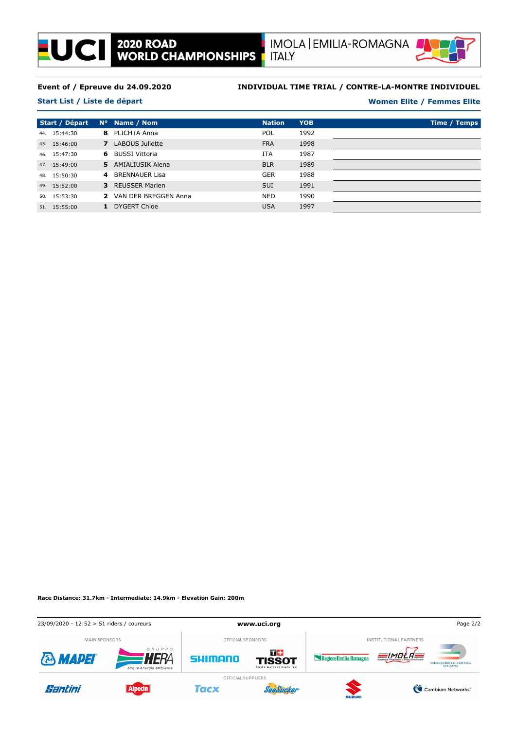**Event of / Epreuve du 24.09.2020**

**INDIVIDUAL TIME TRIAL / CONTRE-LA-MONTRE INDIVIDUEL**

**Start List / Liste de départ**

**Women Elite / Femmes Elite**

| Start / Départ | N° | Name / Nom | Nation | YOB | Time / Temps |
|---|---|---|---|---|---|
| 44. 15:44:30 | 8 | PLICHTA Anna | POL | 1992 | |
| 45. 15:46:00 | 7 | LABOUS Juliette | FRA | 1998 | |
| 46. 15:47:30 | 6 | BUSSI Vittoria | ITA | 1987 | |
| 47. 15:49:00 | 5 | AMIALIUSIK Alena | BLR | 1989 | |
| 48. 15:50:30 | 4 | BRENNAUER Lisa | GER | 1988 | |
| 49. 15:52:00 | 3 | REUSSER Marlen | SUI | 1991 | |
| 50. 15:53:30 | 2 | VAN DER BREGGEN Anna | NED | 1990 | |
| 51. 15:55:00 | 1 | DYGERT Chloe | USA | 1997 | |

**Race Distance: 31.7km - Intermediate: 14.9km - Elevation Gain: 200m**

23/09/2020 - 12:52 > 51 riders / coureurs

www.uci.org